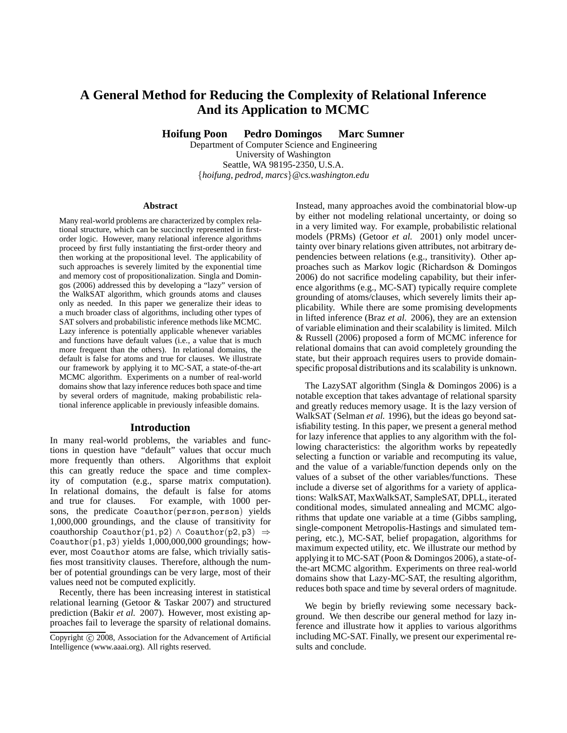# A General Method for Reducing the Complexity of Relational Inference And its Application to MCMC

**Hoifung Poon Pedro Domingos Marc Sumner**

Department of Computer Science and Engineering
University of Washington
Seattle, WA 98195-2350, U.S.A.
{*hoifung, pedrod, marcs*}*@cs.washington.edu*

## Abstract

Many real-world problems are characterized by complex relational structure, which can be succinctly represented in first-order logic. However, many relational inference algorithms proceed by first fully instantiating the first-order theory and then working at the propositional level. The applicability of such approaches is severely limited by the exponential time and memory cost of propositionalization. Singla and Domingos (2006) addressed this by developing a "lazy" version of the WalkSAT algorithm, which grounds atoms and clauses only as needed. In this paper we generalize their ideas to a much broader class of algorithms, including other types of SAT solvers and probabilistic inference methods like MCMC. Lazy inference is potentially applicable whenever variables and functions have default values (i.e., a value that is much more frequent than the others). In relational domains, the default is false for atoms and true for clauses. We illustrate our framework by applying it to MC-SAT, a state-of-the-art MCMC algorithm. Experiments on a number of real-world domains show that lazy inference reduces both space and time by several orders of magnitude, making probabilistic relational inference applicable in previously infeasible domains.

## Introduction

In many real-world problems, the variables and functions in question have "default" values that occur much more frequently than others. Algorithms that exploit this can greatly reduce the space and time complexity of computation (e.g., sparse matrix computation). In relational domains, the default is false for atoms and true for clauses. For example, with 1000 persons, the predicate $\texttt{Coauthor}(\texttt{person}, \texttt{person})$ yields 1,000,000 groundings, and the clause of transitivity for coauthorship $\texttt{Coauthor}(\texttt{p1}, \texttt{p2}) \wedge \texttt{Coauthor}(\texttt{p2}, \texttt{p3}) \Rightarrow \texttt{Coauthor}(\texttt{p1}, \texttt{p3})$ yields 1,000,000,000 groundings; however, most Coauthor atoms are false, which trivially satisfies most transitivity clauses. Therefore, although the number of potential groundings can be very large, most of their values need not be computed explicitly.

Recently, there has been increasing interest in statistical relational learning (Getoor & Taskar 2007) and structured prediction (Bakir *et al.* 2007). However, most existing approaches fail to leverage the sparsity of relational domains. Instead, many approaches avoid the combinatorial blow-up by either not modeling relational uncertainty, or doing so in a very limited way. For example, probabilistic relational models (PRMs) (Getoor *et al.* 2001) only model uncertainty over binary relations given attributes, not arbitrary dependencies between relations (e.g., transitivity). Other approaches such as Markov logic (Richardson & Domingos 2006) do not sacrifice modeling capability, but their inference algorithms (e.g., MC-SAT) typically require complete grounding of atoms/clauses, which severely limits their applicability. While there are some promising developments in lifted inference (Braz *et al.* 2006), they are an extension of variable elimination and their scalability is limited. Milch & Russell (2006) proposed a form of MCMC inference for relational domains that can avoid completely grounding the state, but their approach requires users to provide domain-specific proposal distributions and its scalability is unknown.

The LazySAT algorithm (Singla & Domingos 2006) is a notable exception that takes advantage of relational sparsity and greatly reduces memory usage. It is the lazy version of WalkSAT (Selman *et al.* 1996), but the ideas go beyond satisfiability testing. In this paper, we present a general method for lazy inference that applies to any algorithm with the following characteristics: the algorithm works by repeatedly selecting a function or variable and recomputing its value, and the value of a variable/function depends only on the values of a subset of the other variables/functions. These include a diverse set of algorithms for a variety of applications: WalkSAT, MaxWalkSAT, SampleSAT, DPLL, iterated conditional modes, simulated annealing and MCMC algorithms that update one variable at a time (Gibbs sampling, single-component Metropolis-Hastings and simulated tempering, etc.), MC-SAT, belief propagation, algorithms for maximum expected utility, etc. We illustrate our method by applying it to MC-SAT (Poon & Domingos 2006), a state-of-the-art MCMC algorithm. Experiments on three real-world domains show that Lazy-MC-SAT, the resulting algorithm, reduces both space and time by several orders of magnitude.

We begin by briefly reviewing some necessary background. We then describe our general method for lazy inference and illustrate how it applies to various algorithms including MC-SAT. Finally, we present our experimental results and conclude.

Copyright © 2008, Association for the Advancement of Artificial Intelligence (www.aaai.org). All rights reserved.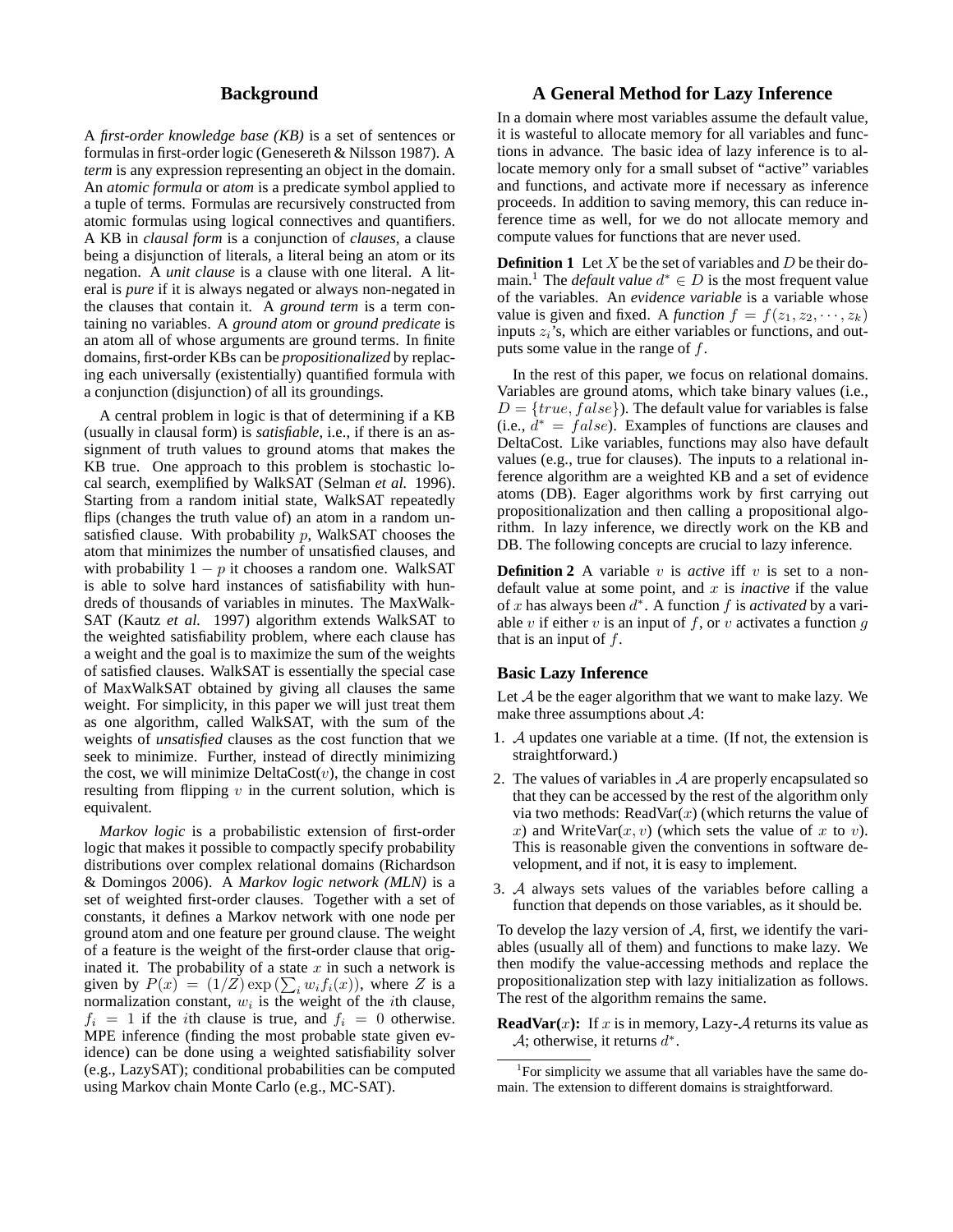## Background

A *first-order knowledge base (KB)* is a set of sentences or formulas in first-order logic (Genesereth & Nilsson 1987). A *term* is any expression representing an object in the domain. An *atomic formula* or *atom* is a predicate symbol applied to a tuple of terms. Formulas are recursively constructed from atomic formulas using logical connectives and quantifiers. A KB in *clausal form* is a conjunction of *clauses*, a clause being a disjunction of literals, a literal being an atom or its negation. A *unit clause* is a clause with one literal. A literal is *pure* if it is always negated or always non-negated in the clauses that contain it. A *ground term* is a term containing no variables. A *ground atom* or *ground predicate* is an atom all of whose arguments are ground terms. In finite domains, first-order KBs can be *propositionalized* by replacing each universally (existentially) quantified formula with a conjunction (disjunction) of all its groundings.

A central problem in logic is that of determining if a KB (usually in clausal form) is *satisfiable*, i.e., if there is an assignment of truth values to ground atoms that makes the KB true. One approach to this problem is stochastic local search, exemplified by WalkSAT (Selman *et al.* 1996). Starting from a random initial state, WalkSAT repeatedly flips (changes the truth value of) an atom in a random unsatisfied clause. With probability $p$, WalkSAT chooses the atom that minimizes the number of unsatisfied clauses, and with probability $1 - p$ it chooses a random one. WalkSAT is able to solve hard instances of satisfiability with hundreds of thousands of variables in minutes. The MaxWalkSAT (Kautz *et al.* 1997) algorithm extends WalkSAT to the weighted satisfiability problem, where each clause has a weight and the goal is to maximize the sum of the weights of satisfied clauses. WalkSAT is essentially the special case of MaxWalkSAT obtained by giving all clauses the same weight. For simplicity, in this paper we will just treat them as one algorithm, called WalkSAT, with the sum of the weights of *unsatisfied* clauses as the cost function that we seek to minimize. Further, instead of directly minimizing the cost, we will minimize DeltaCost($v$), the change in cost resulting from flipping $v$ in the current solution, which is equivalent.

*Markov logic* is a probabilistic extension of first-order logic that makes it possible to compactly specify probability distributions over complex relational domains (Richardson & Domingos 2006). A *Markov logic network (MLN)* is a set of weighted first-order clauses. Together with a set of constants, it defines a Markov network with one node per ground atom and one feature per ground clause. The weight of a feature is the weight of the first-order clause that originated it. The probability of a state $x$ in such a network is given by $P(x) = (1/Z) \exp\left(\sum_i w_i f_i(x)\right)$, where $Z$ is a normalization constant, $w_i$ is the weight of the $i$th clause, $f_i = 1$ if the $i$th clause is true, and $f_i = 0$ otherwise. MPE inference (finding the most probable state given evidence) can be done using a weighted satisfiability solver (e.g., LazySAT); conditional probabilities can be computed using Markov chain Monte Carlo (e.g., MC-SAT).

## A General Method for Lazy Inference

In a domain where most variables assume the default value, it is wasteful to allocate memory for all variables and functions in advance. The basic idea of lazy inference is to allocate memory only for a small subset of "active" variables and functions, and activate more if necessary as inference proceeds. In addition to saving memory, this can reduce inference time as well, for we do not allocate memory and compute values for functions that are never used.

**Definition 1** Let $X$ be the set of variables and $D$ be their domain.[1] The *default value* $d^* \in D$ is the most frequent value of the variables. An *evidence variable* is a variable whose value is given and fixed. A *function* $f = f(z_1, z_2, \cdots, z_k)$ inputs $z_i$'s, which are either variables or functions, and outputs some value in the range of $f$.

In the rest of this paper, we focus on relational domains. Variables are ground atoms, which take binary values (i.e., $D = \{true, false\}$). The default value for variables is false (i.e., $d^* = false$). Examples of functions are clauses and DeltaCost. Like variables, functions may also have default values (e.g., true for clauses). The inputs to a relational inference algorithm are a weighted KB and a set of evidence atoms (DB). Eager algorithms work by first carrying out propositionalization and then calling a propositional algorithm. In lazy inference, we directly work on the KB and DB. The following concepts are crucial to lazy inference.

**Definition 2** A variable $v$ is *active* iff $v$ is set to a non-default value at some point, and $x$ is *inactive* if the value of $x$ has always been $d^*$. A function $f$ is *activated* by a variable $v$ if either $v$ is an input of $f$, or $v$ activates a function $g$ that is an input of $f$.

### Basic Lazy Inference

Let $\mathcal{A}$ be the eager algorithm that we want to make lazy. We make three assumptions about $\mathcal{A}$:

1. $\mathcal{A}$ updates one variable at a time. (If not, the extension is straightforward.)
2. The values of variables in $\mathcal{A}$ are properly encapsulated so that they can be accessed by the rest of the algorithm only via two methods: ReadVar($x$) (which returns the value of $x$) and WriteVar($x, v$) (which sets the value of $x$ to $v$). This is reasonable given the conventions in software development, and if not, it is easy to implement.
3. $\mathcal{A}$ always sets values of the variables before calling a function that depends on those variables, as it should be.

To develop the lazy version of $\mathcal{A}$, first, we identify the variables (usually all of them) and functions to make lazy. We then modify the value-accessing methods and replace the propositionalization step with lazy initialization as follows. The rest of the algorithm remains the same.

**ReadVar($x$):** If $x$ is in memory, Lazy-$\mathcal{A}$ returns its value as $\mathcal{A}$; otherwise, it returns $d^*$.

[1] For simplicity we assume that all variables have the same domain. The extension to different domains is straightforward.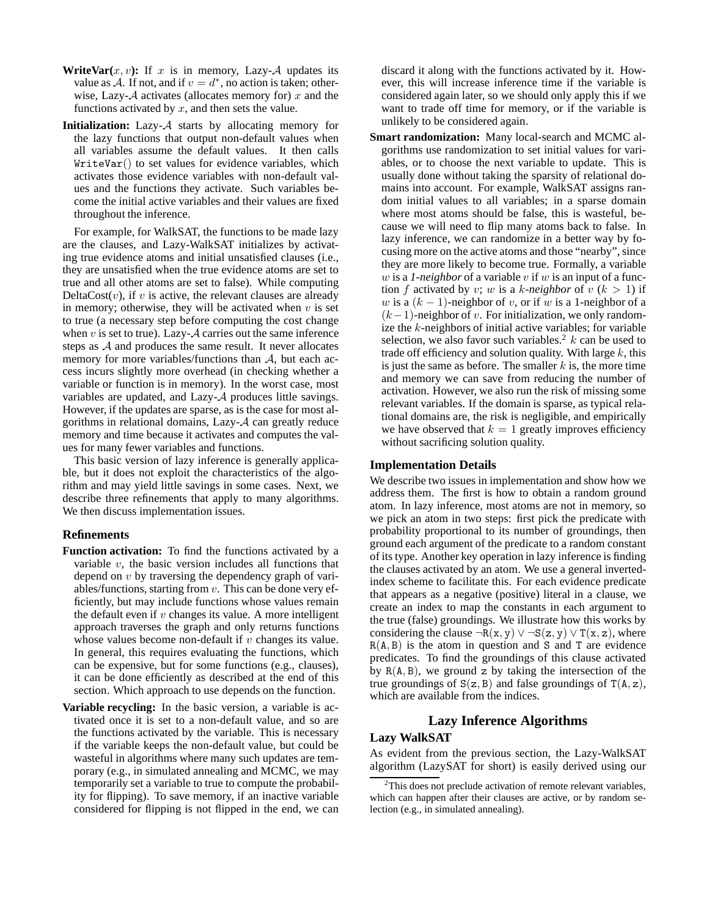**WriteVar($x, v$):** If $x$ is in memory, Lazy-$\mathcal{A}$ updates its value as $\mathcal{A}$. If not, and if $v = d^*$, no action is taken; otherwise, Lazy-$\mathcal{A}$ activates (allocates memory for) $x$ and the functions activated by $x$, and then sets the value.

**Initialization:** Lazy-$\mathcal{A}$ starts by allocating memory for the lazy functions that output non-default values when all variables assume the default values. It then calls WriteVar() to set values for evidence variables, which activates those evidence variables with non-default values and the functions they activate. Such variables become the initial active variables and their values are fixed throughout the inference.

For example, for WalkSAT, the functions to be made lazy are the clauses, and Lazy-WalkSAT initializes by activating true evidence atoms and initial unsatisfied clauses (i.e., they are unsatisfied when the true evidence atoms are set to true and all other atoms are set to false). While computing DeltaCost($v$), if $v$ is active, the relevant clauses are already in memory; otherwise, they will be activated when $v$ is set to true (a necessary step before computing the cost change when $v$ is set to true). Lazy-$\mathcal{A}$ carries out the same inference steps as $\mathcal{A}$ and produces the same result. It never allocates memory for more variables/functions than $\mathcal{A}$, but each access incurs slightly more overhead (in checking whether a variable or function is in memory). In the worst case, most variables are updated, and Lazy-$\mathcal{A}$ produces little savings. However, if the updates are sparse, as is the case for most algorithms in relational domains, Lazy-$\mathcal{A}$ can greatly reduce memory and time because it activates and computes the values for many fewer variables and functions.

This basic version of lazy inference is generally applicable, but it does not exploit the characteristics of the algorithm and may yield little savings in some cases. Next, we describe three refinements that apply to many algorithms. We then discuss implementation issues.

### Refinements

**Function activation:** To find the functions activated by a variable $v$, the basic version includes all functions that depend on $v$ by traversing the dependency graph of variables/functions, starting from $v$. This can be done very efficiently, but may include functions whose values remain the default even if $v$ changes its value. A more intelligent approach traverses the graph and only returns functions whose values become non-default if $v$ changes its value. In general, this requires evaluating the functions, which can be expensive, but for some functions (e.g., clauses), it can be done efficiently as described at the end of this section. Which approach to use depends on the function.

**Variable recycling:** In the basic version, a variable is activated once it is set to a non-default value, and so are the functions activated by the variable. This is necessary if the variable keeps the non-default value, but could be wasteful in algorithms where many such updates are temporary (e.g., in simulated annealing and MCMC, we may temporarily set a variable to true to compute the probability for flipping). To save memory, if an inactive variable considered for flipping is not flipped in the end, we can discard it along with the functions activated by it. However, this will increase inference time if the variable is considered again later, so we should only apply this if we want to trade off time for memory, or if the variable is unlikely to be considered again.

**Smart randomization:** Many local-search and MCMC algorithms use randomization to set initial values for variables, or to choose the next variable to update. This is usually done without taking the sparsity of relational domains into account. For example, WalkSAT assigns random initial values to all variables; in a sparse domain where most atoms should be false, this is wasteful, because we will need to flip many atoms back to false. In lazy inference, we can randomize in a better way by focusing more on the active atoms and those "nearby", since they are more likely to become true. Formally, a variable $w$ is a *1-neighbor* of a variable $v$ if $w$ is an input of a function $f$ activated by $v$; $w$ is a *$k$-neighbor* of $v$ ($k > 1$) if $w$ is a $(k-1)$-neighbor of $v$, or if $w$ is a 1-neighbor of a $(k-1)$-neighbor of $v$. For initialization, we only randomize the $k$-neighbors of initial active variables; for variable selection, we also favor such variables.[2] $k$ can be used to trade off efficiency and solution quality. With large $k$, this is just the same as before. The smaller $k$ is, the more time and memory we can save from reducing the number of activation. However, we also run the risk of missing some relevant variables. If the domain is sparse, as typical relational domains are, the risk is negligible, and empirically we have observed that $k = 1$ greatly improves efficiency without sacrificing solution quality.

### Implementation Details

We describe two issues in implementation and show how we address them. The first is how to obtain a random ground atom. In lazy inference, most atoms are not in memory, so we pick an atom in two steps: first pick the predicate with probability proportional to its number of groundings, then ground each argument of the predicate to a random constant of its type. Another key operation in lazy inference is finding the clauses activated by an atom. We use a general inverted-index scheme to facilitate this. For each evidence predicate that appears as a negative (positive) literal in a clause, we create an index to map the constants in each argument to the true (false) groundings. We illustrate how this works by considering the clause $\neg\mathtt{R}(\mathtt{x}, \mathtt{y}) \vee \neg\mathtt{S}(\mathtt{z}, \mathtt{y}) \vee \mathtt{T}(\mathtt{x}, \mathtt{z})$, where $\mathtt{R}(\mathtt{A}, \mathtt{B})$ is the atom in question and S and T are evidence predicates. To find the groundings of this clause activated by $\mathtt{R}(\mathtt{A}, \mathtt{B})$, we ground z by taking the intersection of the true groundings of $\mathtt{S}(\mathtt{z}, \mathtt{B})$ and false groundings of $\mathtt{T}(\mathtt{A}, \mathtt{z})$, which are available from the indices.

## Lazy Inference Algorithms

### Lazy WalkSAT

As evident from the previous section, the Lazy-WalkSAT algorithm (LazySAT for short) is easily derived using our

[2]This does not preclude activation of remote relevant variables, which can happen after their clauses are active, or by random selection (e.g., in simulated annealing).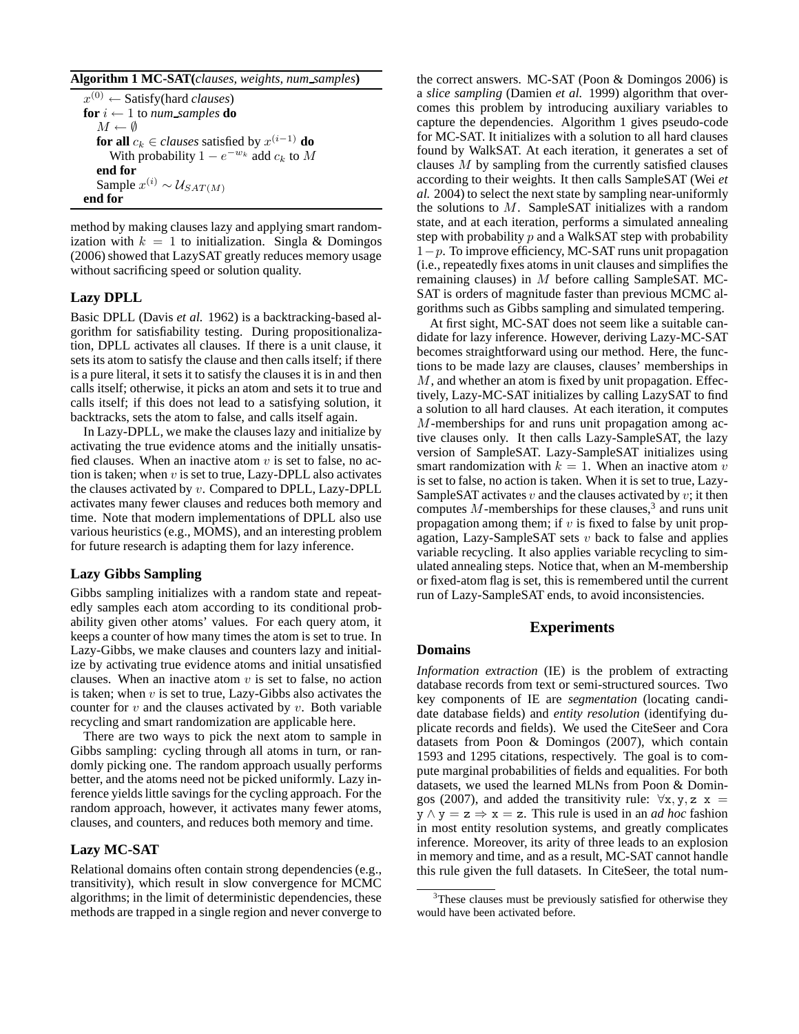**Algorithm 1 MC-SAT(*clauses, weights, num_samples*)**

```
x^(0) ← Satisfy(hard clauses)
for i ← 1 to num_samples do
    M ← ∅
    for all c_k ∈ clauses satisfied by x^(i−1) do
        With probability 1 − e^(−w_k) add c_k to M
    end for
    Sample x^(i) ~ U_SAT(M)
end for
```

method by making clauses lazy and applying smart randomization with $k = 1$ to initialization. Singla & Domingos (2006) showed that LazySAT greatly reduces memory usage without sacrificing speed or solution quality.

### Lazy DPLL

Basic DPLL (Davis *et al.* 1962) is a backtracking-based algorithm for satisfiability testing. During propositionalization, DPLL activates all clauses. If there is a unit clause, it sets its atom to satisfy the clause and then calls itself; if there is a pure literal, it sets it to satisfy the clauses it is in and then calls itself; otherwise, it picks an atom and sets it to true and calls itself; if this does not lead to a satisfying solution, it backtracks, sets the atom to false, and calls itself again.

In Lazy-DPLL, we make the clauses lazy and initialize by activating the true evidence atoms and the initially unsatisfied clauses. When an inactive atom $v$ is set to false, no action is taken; when $v$ is set to true, Lazy-DPLL also activates the clauses activated by $v$. Compared to DPLL, Lazy-DPLL activates many fewer clauses and reduces both memory and time. Note that modern implementations of DPLL also use various heuristics (e.g., MOMS), and an interesting problem for future research is adapting them for lazy inference.

### Lazy Gibbs Sampling

Gibbs sampling initializes with a random state and repeatedly samples each atom according to its conditional probability given other atoms' values. For each query atom, it keeps a counter of how many times the atom is set to true. In Lazy-Gibbs, we make clauses and counters lazy and initialize by activating true evidence atoms and initial unsatisfied clauses. When an inactive atom $v$ is set to false, no action is taken; when $v$ is set to true, Lazy-Gibbs also activates the counter for $v$ and the clauses activated by $v$. Both variable recycling and smart randomization are applicable here.

There are two ways to pick the next atom to sample in Gibbs sampling: cycling through all atoms in turn, or randomly picking one. The random approach usually performs better, and the atoms need not be picked uniformly. Lazy inference yields little savings for the cycling approach. For the random approach, however, it activates many fewer atoms, clauses, and counters, and reduces both memory and time.

### Lazy MC-SAT

Relational domains often contain strong dependencies (e.g., transitivity), which result in slow convergence for MCMC algorithms; in the limit of deterministic dependencies, these methods are trapped in a single region and never converge to the correct answers. MC-SAT (Poon & Domingos 2006) is a *slice sampling* (Damien *et al.* 1999) algorithm that overcomes this problem by introducing auxiliary variables to capture the dependencies. Algorithm 1 gives pseudo-code for MC-SAT. It initializes with a solution to all hard clauses found by WalkSAT. At each iteration, it generates a set of clauses $M$ by sampling from the currently satisfied clauses according to their weights. It then calls SampleSAT (Wei *et al.* 2004) to select the next state by sampling near-uniformly the solutions to $M$. SampleSAT initializes with a random state, and at each iteration, performs a simulated annealing step with probability $p$ and a WalkSAT step with probability $1-p$. To improve efficiency, MC-SAT runs unit propagation (i.e., repeatedly fixes atoms in unit clauses and simplifies the remaining clauses) in $M$ before calling SampleSAT. MC-SAT is orders of magnitude faster than previous MCMC algorithms such as Gibbs sampling and simulated tempering.

At first sight, MC-SAT does not seem like a suitable candidate for lazy inference. However, deriving Lazy-MC-SAT becomes straightforward using our method. Here, the functions to be made lazy are clauses, clauses' memberships in $M$, and whether an atom is fixed by unit propagation. Effectively, Lazy-MC-SAT initializes by calling LazySAT to find a solution to all hard clauses. At each iteration, it computes $M$-memberships for and runs unit propagation among active clauses only. It then calls Lazy-SampleSAT, the lazy version of SampleSAT. Lazy-SampleSAT initializes using smart randomization with $k = 1$. When an inactive atom $v$ is set to false, no action is taken. When it is set to true, Lazy-SampleSAT activates $v$ and the clauses activated by $v$; it then computes $M$-memberships for these clauses,[3] and runs unit propagation among them; if $v$ is fixed to false by unit propagation, Lazy-SampleSAT sets $v$ back to false and applies variable recycling. It also applies variable recycling to simulated annealing steps. Notice that, when an M-membership or fixed-atom flag is set, this is remembered until the current run of Lazy-SampleSAT ends, to avoid inconsistencies.

## Experiments

### Domains

*Information extraction* (IE) is the problem of extracting database records from text or semi-structured sources. Two key components of IE are *segmentation* (locating candidate database fields) and *entity resolution* (identifying duplicate records and fields). We used the CiteSeer and Cora datasets from Poon & Domingos (2007), which contain 1593 and 1295 citations, respectively. The goal is to compute marginal probabilities of fields and equalities. For both datasets, we used the learned MLNs from Poon & Domingos (2007), and added the transitivity rule: $\forall \mathtt{x}, \mathtt{y}, \mathtt{z}\ \mathtt{x} = \mathtt{y} \wedge \mathtt{y} = \mathtt{z} \Rightarrow \mathtt{x} = \mathtt{z}$. This rule is used in an *ad hoc* fashion in most entity resolution systems, and greatly complicates inference. Moreover, its arity of three leads to an explosion in memory and time, and as a result, MC-SAT cannot handle this rule given the full datasets. In CiteSeer, the total num-

[3] These clauses must be previously satisfied for otherwise they would have been activated before.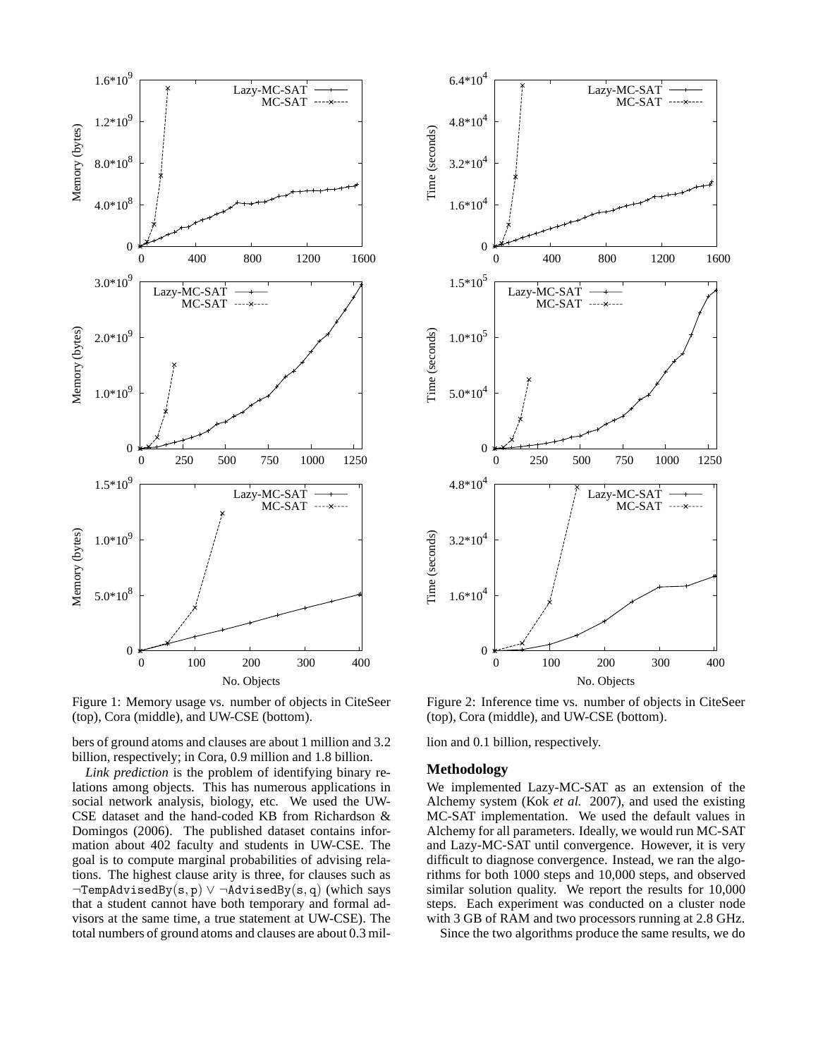Figure 1: Memory usage vs. number of objects in CiteSeer (top), Cora (middle), and UW-CSE (bottom).

Figure 2: Inference time vs. number of objects in CiteSeer (top), Cora (middle), and UW-CSE (bottom).

bers of ground atoms and clauses are about 1 million and 3.2 billion, respectively; in Cora, 0.9 million and 1.8 billion.

*Link prediction* is the problem of identifying binary relations among objects. This has numerous applications in social network analysis, biology, etc. We used the UW-CSE dataset and the hand-coded KB from Richardson & Domingos (2006). The published dataset contains information about 402 faculty and students in UW-CSE. The goal is to compute marginal probabilities of advising relations. The highest clause arity is three, for clauses such as $\neg\mathtt{TempAdvisedBy(s,p)} \vee \neg\mathtt{AdvisedBy(s,q)}$ (which says that a student cannot have both temporary and formal advisors at the same time, a true statement at UW-CSE). The total numbers of ground atoms and clauses are about 0.3 million and 0.1 billion, respectively.

## Methodology

We implemented Lazy-MC-SAT as an extension of the Alchemy system (Kok *et al.* 2007), and used the existing MC-SAT implementation. We used the default values in Alchemy for all parameters. Ideally, we would run MC-SAT and Lazy-MC-SAT until convergence. However, it is very difficult to diagnose convergence. Instead, we ran the algorithms for both 1000 steps and 10,000 steps, and observed similar solution quality. We report the results for 10,000 steps. Each experiment was conducted on a cluster node with 3 GB of RAM and two processors running at 2.8 GHz.

Since the two algorithms produce the same results, we do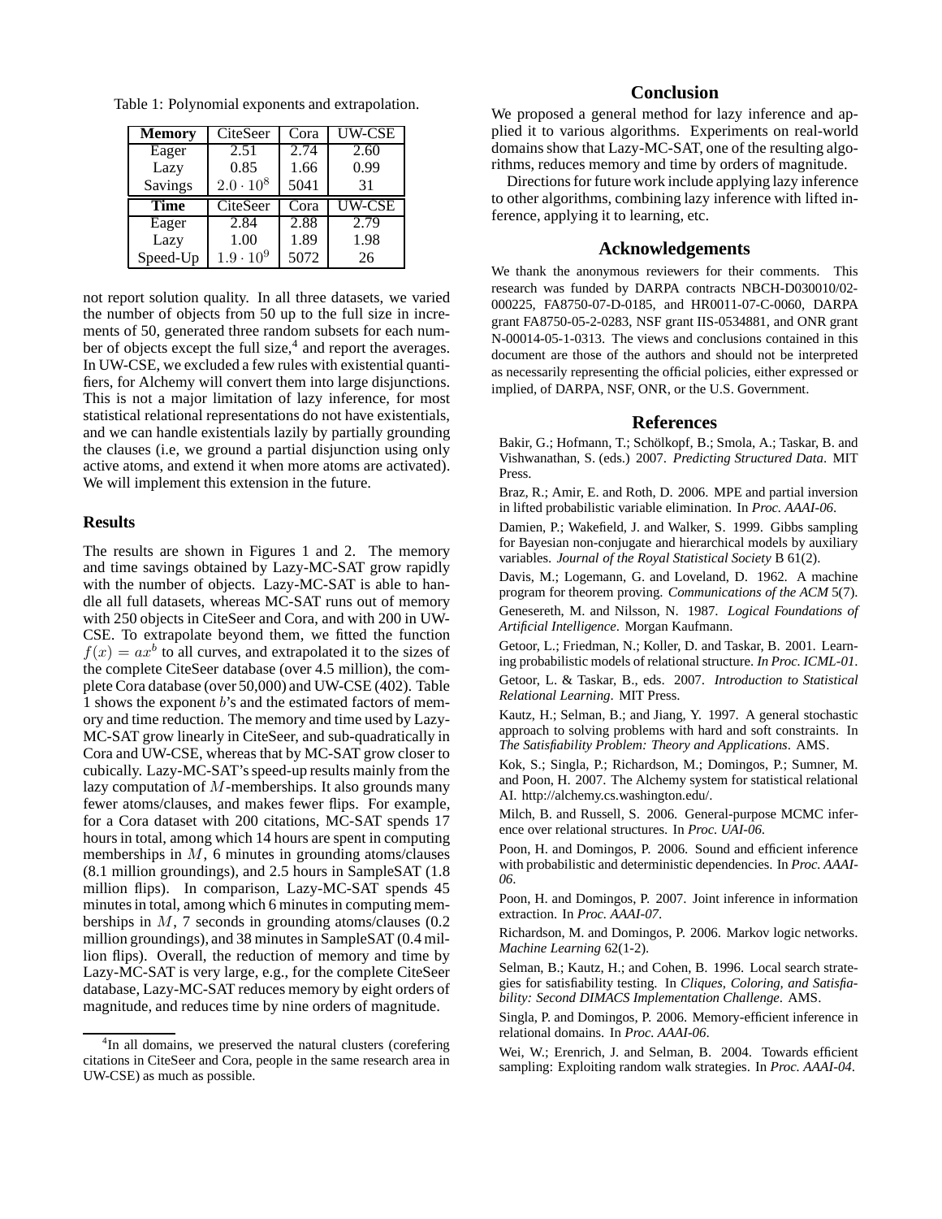Table 1: Polynomial exponents and extrapolation.

| **Memory** | CiteSeer | Cora | UW-CSE |
|---|---|---|---|
| Eager | 2.51 | 2.74 | 2.60 |
| Lazy | 0.85 | 1.66 | 0.99 |
| Savings | $2.0 \cdot 10^8$ | 5041 | 31 |
| **Time** | CiteSeer | Cora | UW-CSE |
| Eager | 2.84 | 2.88 | 2.79 |
| Lazy | 1.00 | 1.89 | 1.98 |
| Speed-Up | $1.9 \cdot 10^9$ | 5072 | 26 |

not report solution quality. In all three datasets, we varied the number of objects from 50 up to the full size in increments of 50, generated three random subsets for each number of objects except the full size,[4] and report the averages. In UW-CSE, we excluded a few rules with existential quantifiers, for Alchemy will convert them into large disjunctions. This is not a major limitation of lazy inference, for most statistical relational representations do not have existentials, and we can handle existentials lazily by partially grounding the clauses (i.e, we ground a partial disjunction using only active atoms, and extend it when more atoms are activated). We will implement this extension in the future.

## Results

The results are shown in Figures 1 and 2. The memory and time savings obtained by Lazy-MC-SAT grow rapidly with the number of objects. Lazy-MC-SAT is able to handle all full datasets, whereas MC-SAT runs out of memory with 250 objects in CiteSeer and Cora, and with 200 in UW-CSE. To extrapolate beyond them, we fitted the function $f(x) = ax^b$ to all curves, and extrapolated it to the sizes of the complete CiteSeer database (over 4.5 million), the complete Cora database (over 50,000) and UW-CSE (402). Table 1 shows the exponent $b$'s and the estimated factors of memory and time reduction. The memory and time used by Lazy-MC-SAT grow linearly in CiteSeer, and sub-quadratically in Cora and UW-CSE, whereas that by MC-SAT grow closer to cubically. Lazy-MC-SAT's speed-up results mainly from the lazy computation of $M$-memberships. It also grounds many fewer atoms/clauses, and makes fewer flips. For example, for a Cora dataset with 200 citations, MC-SAT spends 17 hours in total, among which 14 hours are spent in computing memberships in $M$, 6 minutes in grounding atoms/clauses (8.1 million groundings), and 2.5 hours in SampleSAT (1.8 million flips). In comparison, Lazy-MC-SAT spends 45 minutes in total, among which 6 minutes in computing memberships in $M$, 7 seconds in grounding atoms/clauses (0.2 million groundings), and 38 minutes in SampleSAT (0.4 million flips). Overall, the reduction of memory and time by Lazy-MC-SAT is very large, e.g., for the complete CiteSeer database, Lazy-MC-SAT reduces memory by eight orders of magnitude, and reduces time by nine orders of magnitude.

[4]In all domains, we preserved the natural clusters (corefering citations in CiteSeer and Cora, people in the same research area in UW-CSE) as much as possible.

## Conclusion

We proposed a general method for lazy inference and applied it to various algorithms. Experiments on real-world domains show that Lazy-MC-SAT, one of the resulting algorithms, reduces memory and time by orders of magnitude.

Directions for future work include applying lazy inference to other algorithms, combining lazy inference with lifted inference, applying it to learning, etc.

## Acknowledgements

We thank the anonymous reviewers for their comments. This research was funded by DARPA contracts NBCH-D030010/02-000225, FA8750-07-D-0185, and HR0011-07-C-0060, DARPA grant FA8750-05-2-0283, NSF grant IIS-0534881, and ONR grant N-00014-05-1-0313. The views and conclusions contained in this document are those of the authors and should not be interpreted as necessarily representing the official policies, either expressed or implied, of DARPA, NSF, ONR, or the U.S. Government.

## References

Bakir, G.; Hofmann, T.; Schölkopf, B.; Smola, A.; Taskar, B. and Vishwanathan, S. (eds.) 2007. *Predicting Structured Data*. MIT Press.

Braz, R.; Amir, E. and Roth, D. 2006. MPE and partial inversion in lifted probabilistic variable elimination. In *Proc. AAAI-06*.

Damien, P.; Wakefield, J. and Walker, S. 1999. Gibbs sampling for Bayesian non-conjugate and hierarchical models by auxiliary variables. *Journal of the Royal Statistical Society* B 61(2).

Davis, M.; Logemann, G. and Loveland, D. 1962. A machine program for theorem proving. *Communications of the ACM* 5(7).

Genesereth, M. and Nilsson, N. 1987. *Logical Foundations of Artificial Intelligence*. Morgan Kaufmann.

Getoor, L.; Friedman, N.; Koller, D. and Taskar, B. 2001. Learning probabilistic models of relational structure. *In Proc. ICML-01*.

Getoor, L. & Taskar, B., eds. 2007. *Introduction to Statistical Relational Learning*. MIT Press.

Kautz, H.; Selman, B.; and Jiang, Y. 1997. A general stochastic approach to solving problems with hard and soft constraints. In *The Satisfiability Problem: Theory and Applications*. AMS.

Kok, S.; Singla, P.; Richardson, M.; Domingos, P.; Sumner, M. and Poon, H. 2007. The Alchemy system for statistical relational AI. http://alchemy.cs.washington.edu/.

Milch, B. and Russell, S. 2006. General-purpose MCMC inference over relational structures. In *Proc. UAI-06*.

Poon, H. and Domingos, P. 2006. Sound and efficient inference with probabilistic and deterministic dependencies. In *Proc. AAAI-06*.

Poon, H. and Domingos, P. 2007. Joint inference in information extraction. In *Proc. AAAI-07*.

Richardson, M. and Domingos, P. 2006. Markov logic networks. *Machine Learning* 62(1-2).

Selman, B.; Kautz, H.; and Cohen, B. 1996. Local search strategies for satisfiability testing. In *Cliques, Coloring, and Satisfiability: Second DIMACS Implementation Challenge*. AMS.

Singla, P. and Domingos, P. 2006. Memory-efficient inference in relational domains. In *Proc. AAAI-06*.

Wei, W.; Erenrich, J. and Selman, B. 2004. Towards efficient sampling: Exploiting random walk strategies. In *Proc. AAAI-04*.